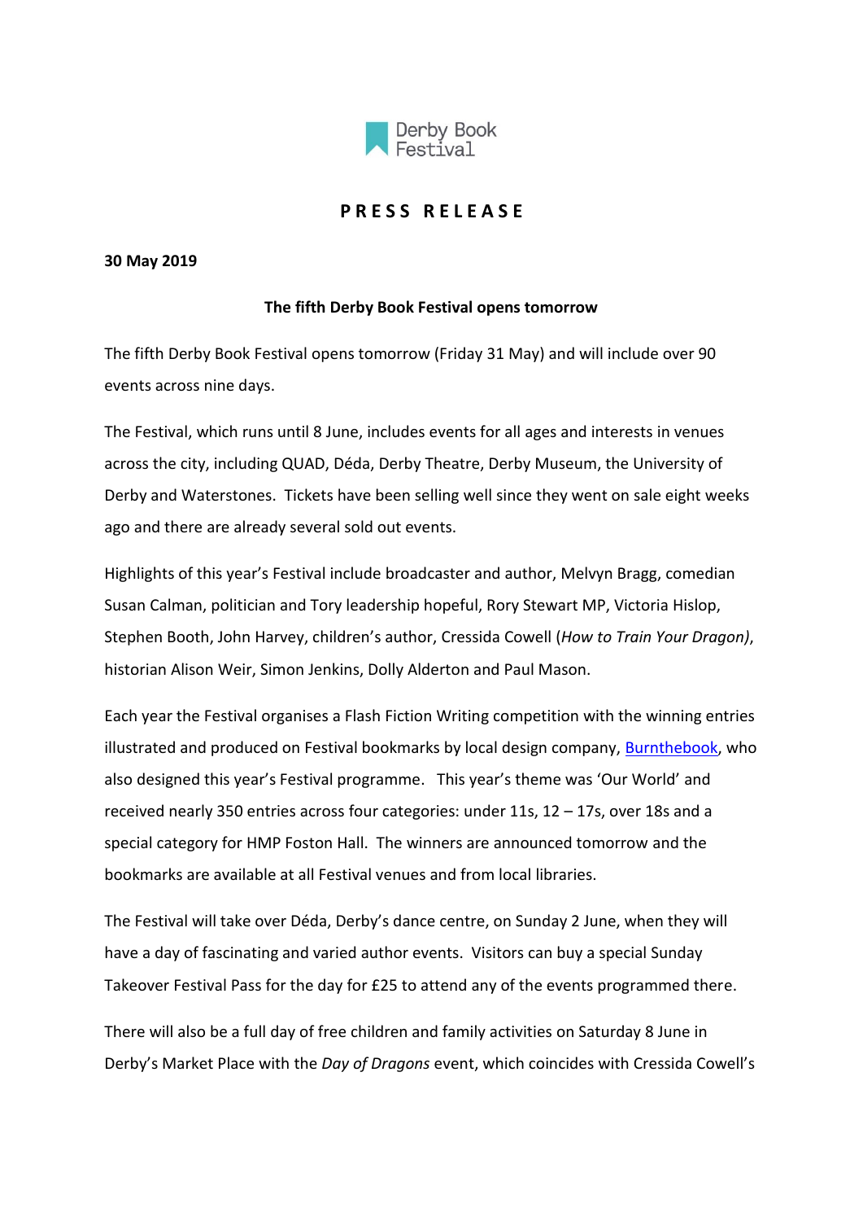Derby Book Festival

# PRESS RELEASE

**30 May 2019**

**The fifth Derby Book Festival opens tomorrow**

The fifth Derby Book Festival opens tomorrow (Friday 31 May) and will include over 90 events across nine days.

The Festival, which runs until 8 June, includes events for all ages and interests in venues across the city, including QUAD, Déda, Derby Theatre, Derby Museum, the University of Derby and Waterstones. Tickets have been selling well since they went on sale eight weeks ago and there are already several sold out events.

Highlights of this year's Festival include broadcaster and author, Melvyn Bragg, comedian Susan Calman, politician and Tory leadership hopeful, Rory Stewart MP, Victoria Hislop, Stephen Booth, John Harvey, children's author, Cressida Cowell (*How to Train Your Dragon)*, historian Alison Weir, Simon Jenkins, Dolly Alderton and Paul Mason.

Each year the Festival organises a Flash Fiction Writing competition with the winning entries illustrated and produced on Festival bookmarks by local design company, Burnthebook, who also designed this year's Festival programme. This year's theme was 'Our World' and received nearly 350 entries across four categories: under 11s, 12 – 17s, over 18s and a special category for HMP Foston Hall. The winners are announced tomorrow and the bookmarks are available at all Festival venues and from local libraries.

The Festival will take over Déda, Derby's dance centre, on Sunday 2 June, when they will have a day of fascinating and varied author events. Visitors can buy a special Sunday Takeover Festival Pass for the day for £25 to attend any of the events programmed there.

There will also be a full day of free children and family activities on Saturday 8 June in Derby's Market Place with the *Day of Dragons* event, which coincides with Cressida Cowell's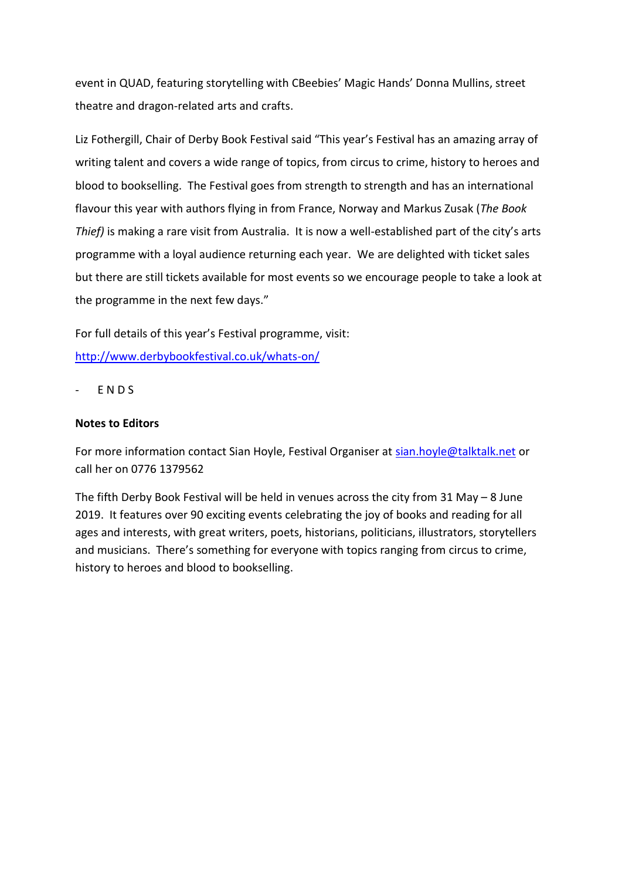event in QUAD, featuring storytelling with CBeebies' Magic Hands' Donna Mullins, street theatre and dragon-related arts and crafts.

Liz Fothergill, Chair of Derby Book Festival said "This year's Festival has an amazing array of writing talent and covers a wide range of topics, from circus to crime, history to heroes and blood to bookselling. The Festival goes from strength to strength and has an international flavour this year with authors flying in from France, Norway and Markus Zusak (*The Book Thief)* is making a rare visit from Australia. It is now a well-established part of the city's arts programme with a loyal audience returning each year. We are delighted with ticket sales but there are still tickets available for most events so we encourage people to take a look at the programme in the next few days."

For full details of this year's Festival programme, visit:
[http://www.derbybookfestival.co.uk/whats-on/](http://www.derbybookfestival.co.uk/whats-on/)

- E N D S

**Notes to Editors**

For more information contact Sian Hoyle, Festival Organiser at [sian.hoyle@talktalk.net](mailto:sian.hoyle@talktalk.net) or call her on 0776 1379562

The fifth Derby Book Festival will be held in venues across the city from 31 May – 8 June 2019. It features over 90 exciting events celebrating the joy of books and reading for all ages and interests, with great writers, poets, historians, politicians, illustrators, storytellers and musicians. There's something for everyone with topics ranging from circus to crime, history to heroes and blood to bookselling.